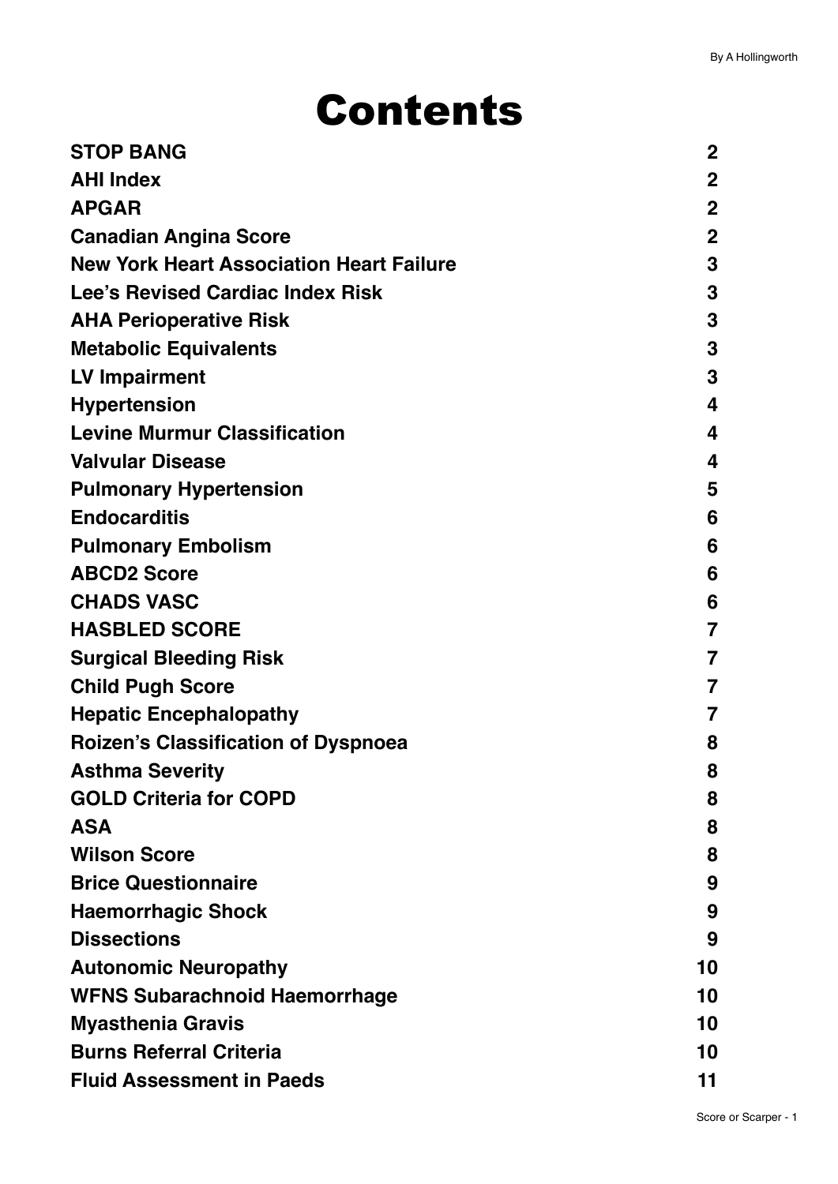# Contents

| | |
|---|---|
| **STOP BANG** | **2** |
| **AHI Index** | **2** |
| **APGAR** | **2** |
| **Canadian Angina Score** | **2** |
| **New York Heart Association Heart Failure** | **3** |
| **Lee's Revised Cardiac Index Risk** | **3** |
| **AHA Perioperative Risk** | **3** |
| **Metabolic Equivalents** | **3** |
| **LV Impairment** | **3** |
| **Hypertension** | **4** |
| **Levine Murmur Classification** | **4** |
| **Valvular Disease** | **4** |
| **Pulmonary Hypertension** | **5** |
| **Endocarditis** | **6** |
| **Pulmonary Embolism** | **6** |
| **ABCD2 Score** | **6** |
| **CHADS VASC** | **6** |
| **HASBLED SCORE** | **7** |
| **Surgical Bleeding Risk** | **7** |
| **Child Pugh Score** | **7** |
| **Hepatic Encephalopathy** | **7** |
| **Roizen's Classification of Dyspnoea** | **8** |
| **Asthma Severity** | **8** |
| **GOLD Criteria for COPD** | **8** |
| **ASA** | **8** |
| **Wilson Score** | **8** |
| **Brice Questionnaire** | **9** |
| **Haemorrhagic Shock** | **9** |
| **Dissections** | **9** |
| **Autonomic Neuropathy** | **10** |
| **WFNS Subarachnoid Haemorrhage** | **10** |
| **Myasthenia Gravis** | **10** |
| **Burns Referral Criteria** | **10** |
| **Fluid Assessment in Paeds** | **11** |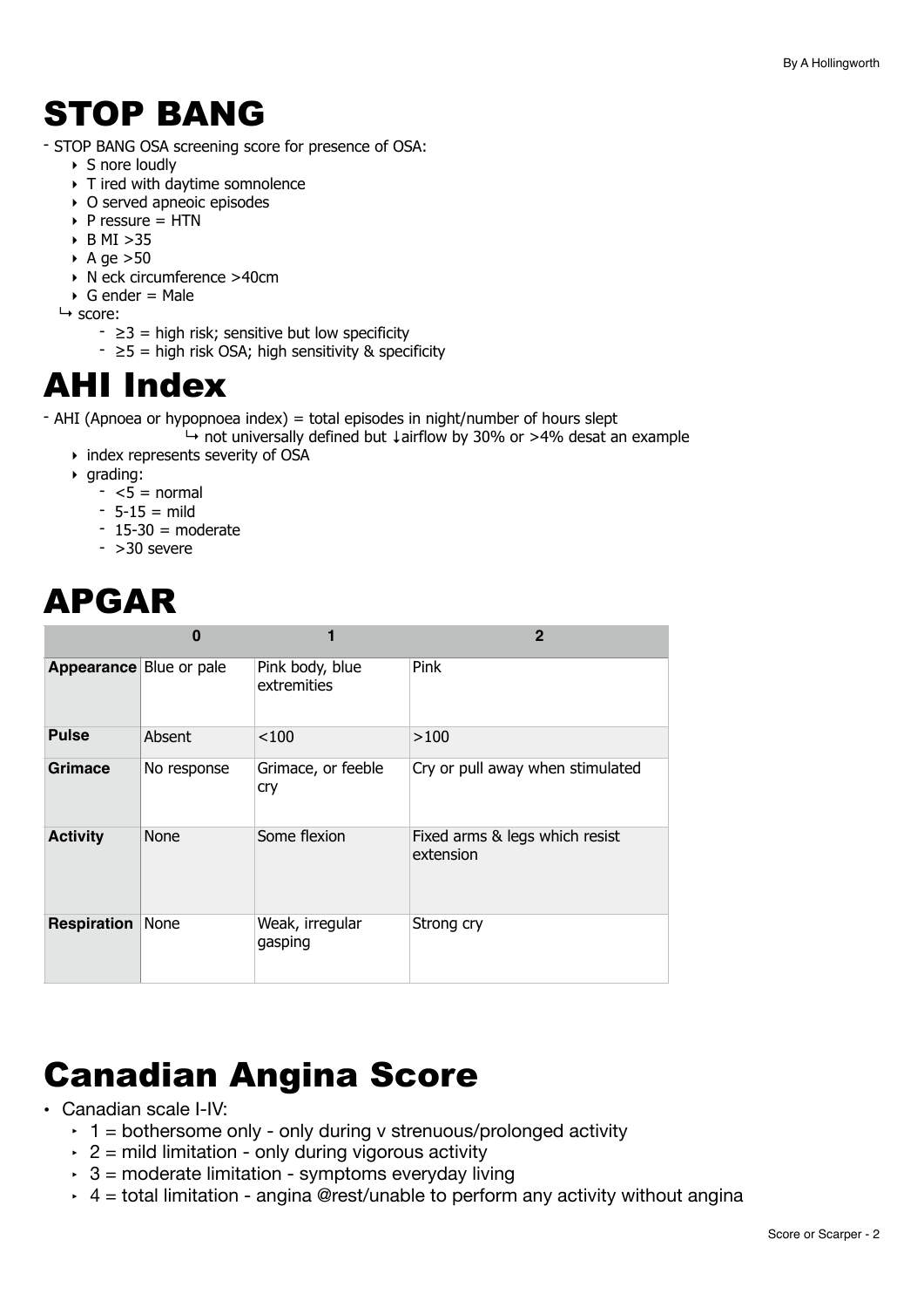# STOP BANG

- STOP BANG OSA screening score for presence of OSA:
  - S nore loudly
  - T ired with daytime somnolence
  - O served apneoic episodes
  - P ressure = HTN
  - B MI >35
  - A ge >50
  - N eck circumference >40cm
  - G ender = Male

  ↳ score:
    - ≥3 = high risk; sensitive but low specificity
    - ≥5 = high risk OSA; high sensitivity & specificity

# AHI Index

- AHI (Apnoea or hypopnoea index) = total episodes in night/number of hours slept

  ↳ not universally defined but ↓airflow by 30% or >4% desat an example
  - index represents severity of OSA
  - grading:
    - <5 = normal
    - 5-15 = mild
    - 15-30 = moderate
    - >30 severe

# APGAR

| | 0 | 1 | 2 |
|---|---|---|---|
| **Appearance** | Blue or pale | Pink body, blue extremities | Pink |
| **Pulse** | Absent | <100 | >100 |
| **Grimace** | No response | Grimace, or feeble cry | Cry or pull away when stimulated |
| **Activity** | None | Some flexion | Fixed arms & legs which resist extension |
| **Respiration** | None | Weak, irregular gasping | Strong cry |

# Canadian Angina Score

- Canadian scale I-IV:
  - 1 = bothersome only - only during v strenuous/prolonged activity
  - 2 = mild limitation - only during vigorous activity
  - 3 = moderate limitation - symptoms everyday living
  - 4 = total limitation - angina @rest/unable to perform any activity without angina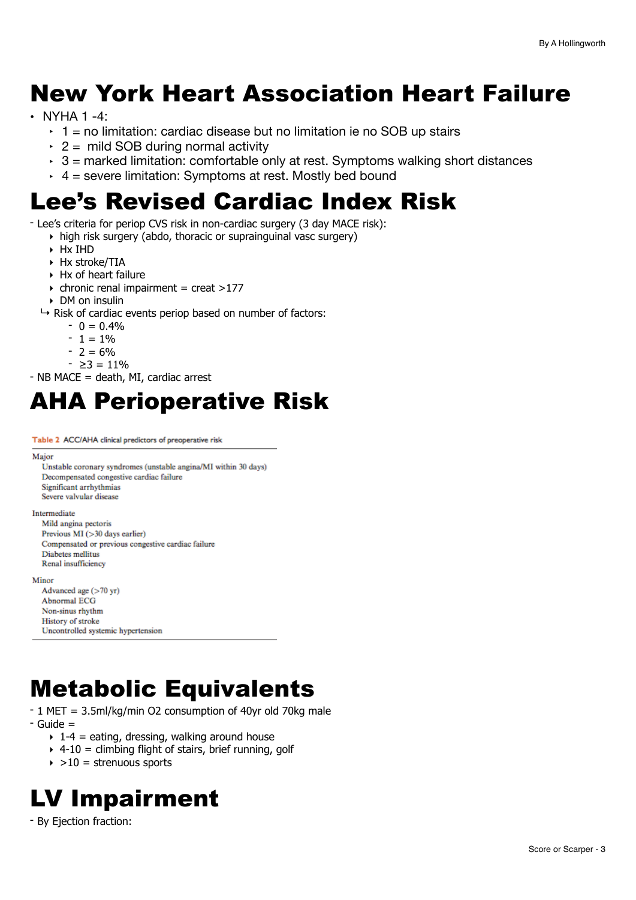# New York Heart Association Heart Failure

- NYHA 1 -4:
  - 1 = no limitation: cardiac disease but no limitation ie no SOB up stairs
  - 2 = mild SOB during normal activity
  - 3 = marked limitation: comfortable only at rest. Symptoms walking short distances
  - 4 = severe limitation: Symptoms at rest. Mostly bed bound

# Lee's Revised Cardiac Index Risk

- Lee's criteria for periop CVS risk in non-cardiac surgery (3 day MACE risk):
  - high risk surgery (abdo, thoracic or suprainguinal vasc surgery)
  - Hx IHD
  - Hx stroke/TIA
  - Hx of heart failure
  - chronic renal impairment = creat >177
  - DM on insulin
  
  ↳ Risk of cardiac events periop based on number of factors:
    - 0 = 0.4%
    - 1 = 1%
    - 2 = 6%
    - ≥3 = 11%
- NB MACE = death, MI, cardiac arrest

# AHA Perioperative Risk

Table 2 ACC/AHA clinical predictors of preoperative risk

| |
|---|
| **Major** |
| Unstable coronary syndromes (unstable angina/MI within 30 days) |
| Decompensated congestive cardiac failure |
| Significant arrhythmias |
| Severe valvular disease |
| **Intermediate** |
| Mild angina pectoris |
| Previous MI (>30 days earlier) |
| Compensated or previous congestive cardiac failure |
| Diabetes mellitus |
| Renal insufficiency |
| **Minor** |
| Advanced age (>70 yr) |
| Abnormal ECG |
| Non-sinus rhythm |
| History of stroke |
| Uncontrolled systemic hypertension |

# Metabolic Equivalents

- 1 MET = 3.5ml/kg/min O2 consumption of 40yr old 70kg male
- Guide =
  - 1-4 = eating, dressing, walking around house
  - 4-10 = climbing flight of stairs, brief running, golf
  - >10 = strenuous sports

# LV Impairment

- By Ejection fraction: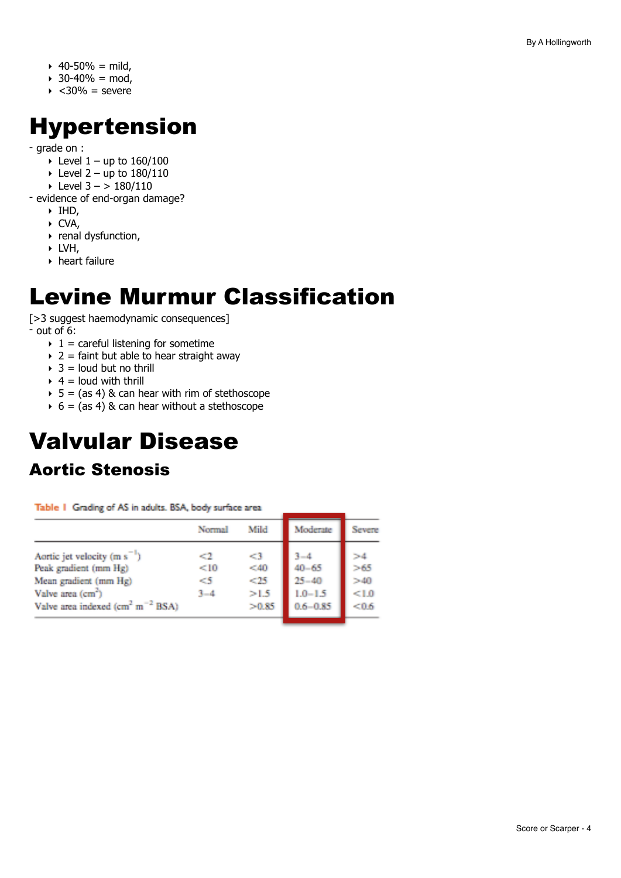- 40-50% = mild,
- 30-40% = mod,
- <30% = severe

# Hypertension

- grade on :
  - Level 1 – up to 160/100
  - Level 2 – up to 180/110
  - Level 3 – > 180/110
- evidence of end-organ damage?
  - IHD,
  - CVA,
  - renal dysfunction,
  - LVH,
  - heart failure

# Levine Murmur Classification

[>3 suggest haemodynamic consequences]

- out of 6:
  - 1 = careful listening for sometime
  - 2 = faint but able to hear straight away
  - 3 = loud but no thrill
  - 4 = loud with thrill
  - 5 = (as 4) & can hear with rim of stethoscope
  - 6 = (as 4) & can hear without a stethoscope

# Valvular Disease

## Aortic Stenosis

Table 1 Grading of AS in adults. BSA, body surface area

| | Normal | Mild | Moderate | Severe |
|---|---|---|---|---|
| Aortic jet velocity ($m\ s^{-1}$) | <2 | <3 | 3–4 | >4 |
| Peak gradient (mm Hg) | <10 | <40 | 40–65 | >65 |
| Mean gradient (mm Hg) | <5 | <25 | 25–40 | >40 |
| Valve area ($cm^2$) | 3–4 | >1.5 | 1.0–1.5 | <1.0 |
| Valve area indexed ($cm^2\ m^{-2}$ BSA) | | >0.85 | 0.6–0.85 | <0.6 |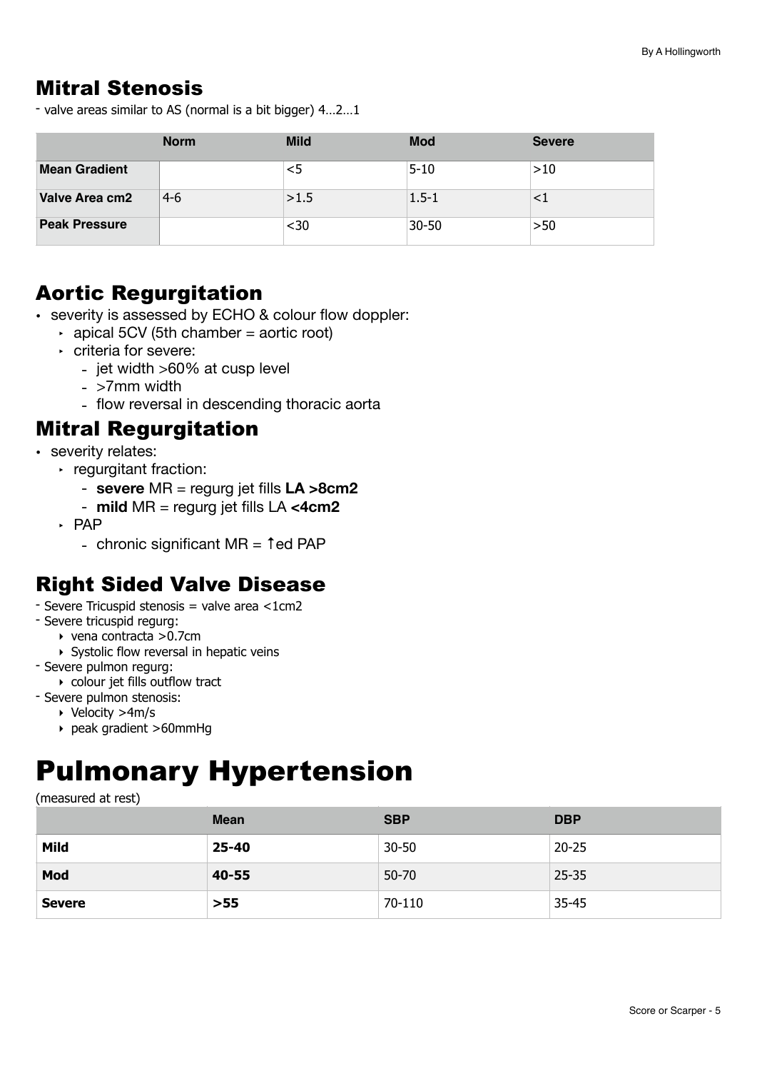## Mitral Stenosis

- valve areas similar to AS (normal is a bit bigger) 4…2…1

| | Norm | Mild | Mod | Severe |
|---|---|---|---|---|
| **Mean Gradient** | | <5 | 5-10 | >10 |
| **Valve Area cm2** | 4-6 | >1.5 | 1.5-1 | <1 |
| **Peak Pressure** | | <30 | 30-50 | >50 |

## Aortic Regurgitation

- severity is assessed by ECHO & colour flow doppler:
  - apical 5CV (5th chamber = aortic root)
  - criteria for severe:
    - jet width >60% at cusp level
    - >7mm width
    - flow reversal in descending thoracic aorta

## Mitral Regurgitation

- severity relates:
  - regurgitant fraction:
    - **severe** MR = regurg jet fills **LA >8cm2**
    - **mild** MR = regurg jet fills LA **<4cm2**
  - PAP
    - chronic significant MR = ↑ed PAP

## Right Sided Valve Disease

- Severe Tricuspid stenosis = valve area <1cm2
- Severe tricuspid regurg:
  - vena contracta >0.7cm
  - Systolic flow reversal in hepatic veins
- Severe pulmon regurg:
  - colour jet fills outflow tract
- Severe pulmon stenosis:
  - Velocity >4m/s
  - peak gradient >60mmHg

# Pulmonary Hypertension

(measured at rest)

| | Mean | SBP | DBP |
|---|---|---|---|
| **Mild** | **25-40** | 30-50 | 20-25 |
| **Mod** | **40-55** | 50-70 | 25-35 |
| **Severe** | **>55** | 70-110 | 35-45 |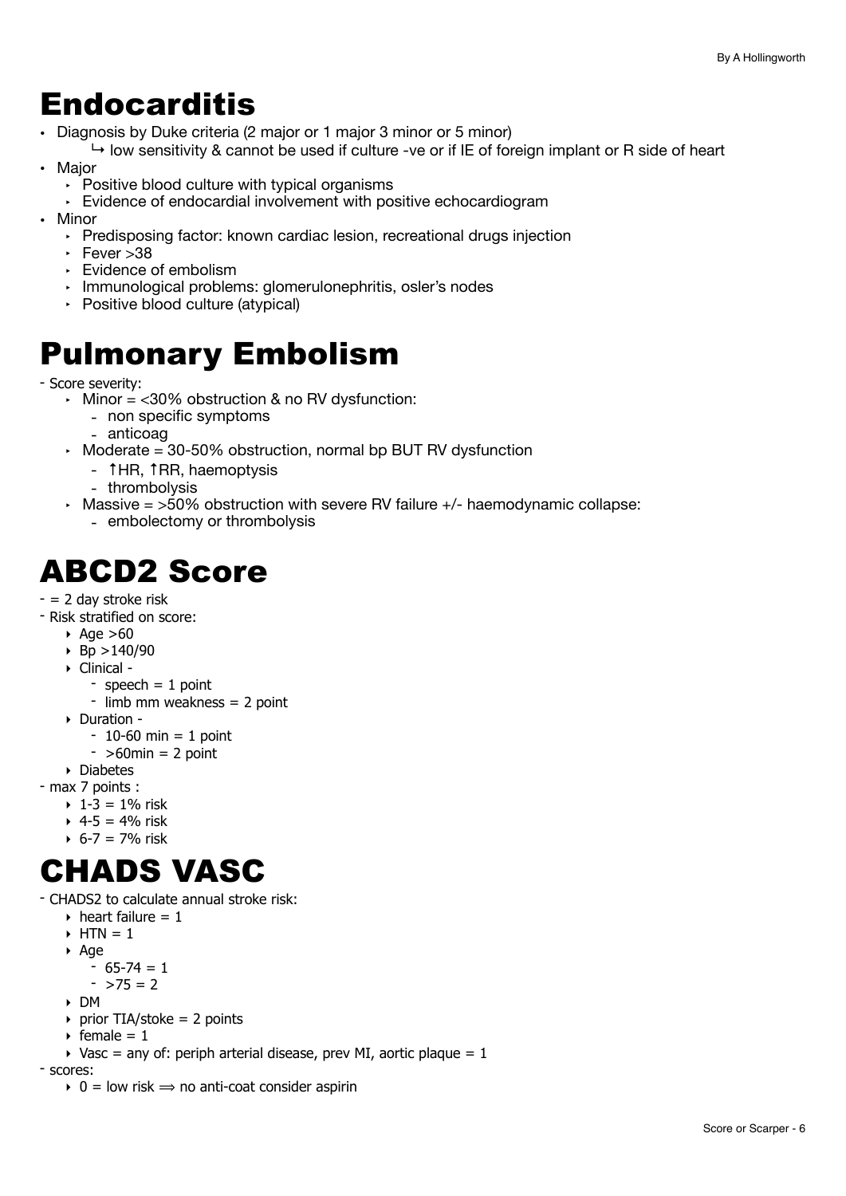# Endocarditis

- Diagnosis by Duke criteria (2 major or 1 major 3 minor or 5 minor)
  ↳ low sensitivity & cannot be used if culture -ve or if IE of foreign implant or R side of heart
- Major
  - Positive blood culture with typical organisms
  - Evidence of endocardial involvement with positive echocardiogram
- Minor
  - Predisposing factor: known cardiac lesion, recreational drugs injection
  - Fever >38
  - Evidence of embolism
  - Immunological problems: glomerulonephritis, osler's nodes
  - Positive blood culture (atypical)

# Pulmonary Embolism

- Score severity:
  - Minor = <30% obstruction & no RV dysfunction:
    - non specific symptoms
    - anticoag
  - Moderate = 30-50% obstruction, normal bp BUT RV dysfunction
    - ↑HR, ↑RR, haemoptysis
    - thrombolysis
  - Massive = >50% obstruction with severe RV failure +/- haemodynamic collapse:
    - embolectomy or thrombolysis

# ABCD2 Score

- = 2 day stroke risk
- Risk stratified on score:
  - Age >60
  - Bp >140/90
  - Clinical -
    - speech = 1 point
    - limb mm weakness = 2 point
  - Duration -
    - 10-60 min = 1 point
    - >60min = 2 point
  - Diabetes
- max 7 points :
  - 1-3 = 1% risk
  - 4-5 = 4% risk
  - 6-7 = 7% risk

# CHADS VASC

- CHADS2 to calculate annual stroke risk:
  - heart failure = 1
  - HTN = 1
  - Age
    - 65-74 = 1
    - >75 = 2
  - DM
  - prior TIA/stoke = 2 points
  - female = 1
  - Vasc = any of: periph arterial disease, prev MI, aortic plaque = 1
- scores:
  - 0 = low risk ⟹ no anti-coat consider aspirin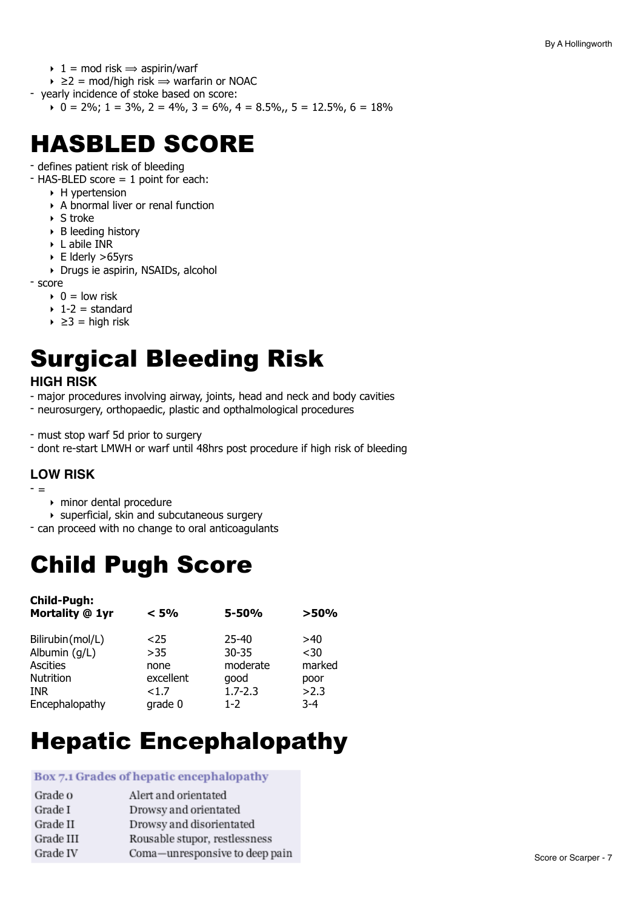- 1 = mod risk ⟹ aspirin/warf
- ≥2 = mod/high risk ⟹ warfarin or NOAC

- yearly incidence of stoke based on score:
  - 0 = 2%; 1 = 3%, 2 = 4%, 3 = 6%, 4 = 8.5%,, 5 = 12.5%, 6 = 18%

# HASBLED SCORE

- defines patient risk of bleeding
- HAS-BLED score = 1 point for each:
  - H ypertension
  - A bnormal liver or renal function
  - S troke
  - B leeding history
  - L abile INR
  - E lderly >65yrs
  - Drugs ie aspirin, NSAIDs, alcohol
- score
  - 0 = low risk
  - 1-2 = standard
  - ≥3 = high risk

# Surgical Bleeding Risk

### HIGH RISK

- major procedures involving airway, joints, head and neck and body cavities
- neurosurgery, orthopaedic, plastic and opthalmological procedures

- must stop warf 5d prior to surgery
- dont re-start LMWH or warf until 48hrs post procedure if high risk of bleeding

### LOW RISK

- =
  - minor dental procedure
  - superficial, skin and subcutaneous surgery
- can proceed with no change to oral anticoagulants

# Child Pugh Score

| **Child-Pugh: Mortality @ 1yr** | **< 5%** | **5-50%** | **>50%** |
|---|---|---|---|
| Bilirubin(mol/L) | <25 | 25-40 | >40 |
| Albumin (g/L) | >35 | 30-35 | <30 |
| Ascities | none | moderate | marked |
| Nutrition | excellent | good | poor |
| INR | <1.7 | 1.7-2.3 | >2.3 |
| Encephalopathy | grade 0 | 1-2 | 3-4 |

# Hepatic Encephalopathy

| Box 7.1 Grades of hepatic encephalopathy | |
|---|---|
| Grade 0 | Alert and orientated |
| Grade I | Drowsy and orientated |
| Grade II | Drowsy and disorientated |
| Grade III | Rousable stupor, restlessness |
| Grade IV | Coma—unresponsive to deep pain |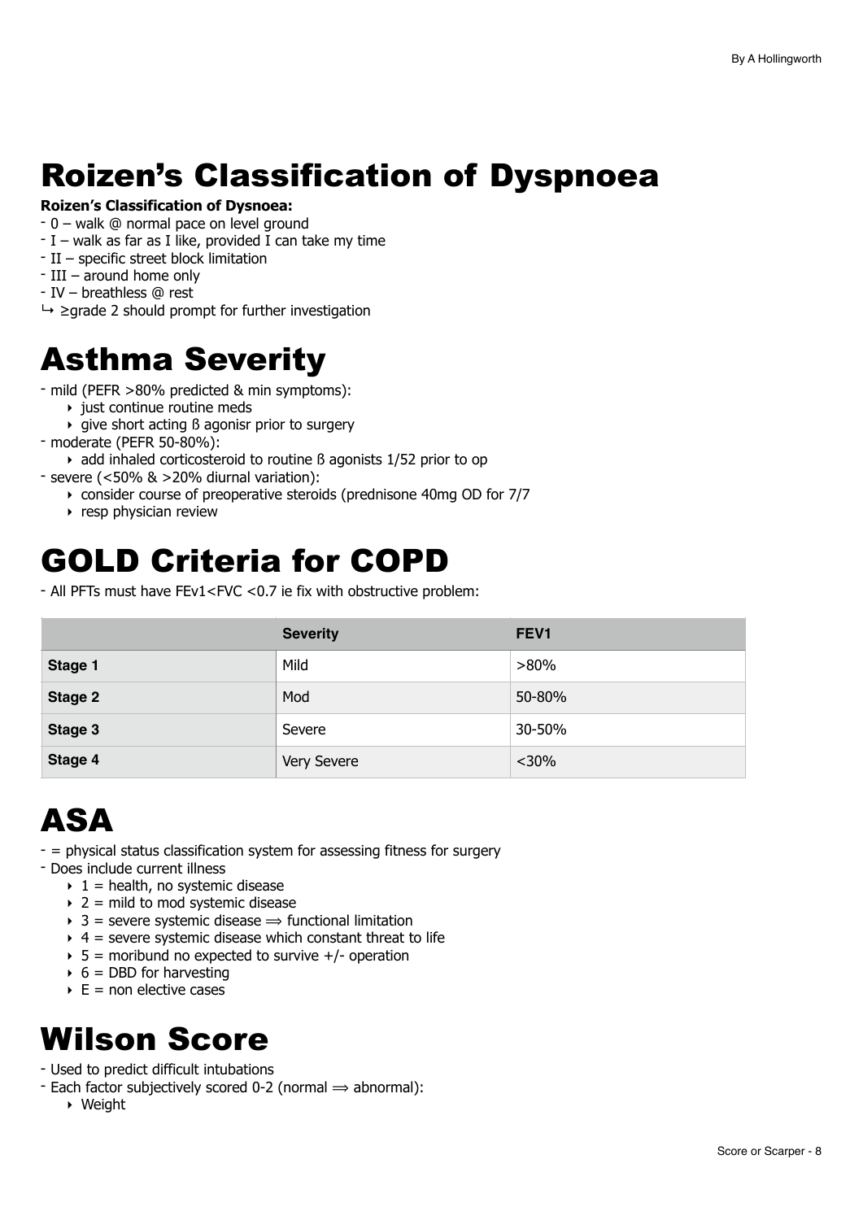# Roizen's Classification of Dyspnoea

**Roizen's Classification of Dysnoea:**

- 0 – walk @ normal pace on level ground
- I – walk as far as I like, provided I can take my time
- II – specific street block limitation
- III – around home only
- IV – breathless @ rest

↳ ≥grade 2 should prompt for further investigation

# Asthma Severity

- mild (PEFR >80% predicted & min symptoms):
    - just continue routine meds
    - give short acting ß agonisr prior to surgery
- moderate (PEFR 50-80%):
    - add inhaled corticosteroid to routine ß agonists 1/52 prior to op
- severe (<50% & >20% diurnal variation):
    - consider course of preoperative steroids (prednisone 40mg OD for 7/7
    - resp physician review

# GOLD Criteria for COPD

- All PFTs must have FEv1<FVC <0.7 ie fix with obstructive problem:

| | Severity | FEV1 |
|---|---|---|
| **Stage 1** | Mild | >80% |
| **Stage 2** | Mod | 50-80% |
| **Stage 3** | Severe | 30-50% |
| **Stage 4** | Very Severe | <30% |

# ASA

- = physical status classification system for assessing fitness for surgery
- Does include current illness
    - 1 = health, no systemic disease
    - 2 = mild to mod systemic disease
    - 3 = severe systemic disease ⟹ functional limitation
    - 4 = severe systemic disease which constant threat to life
    - 5 = moribund no expected to survive +/- operation
    - 6 = DBD for harvesting
    - E = non elective cases

# Wilson Score

- Used to predict difficult intubations
- Each factor subjectively scored 0-2 (normal ⟹ abnormal):
    - Weight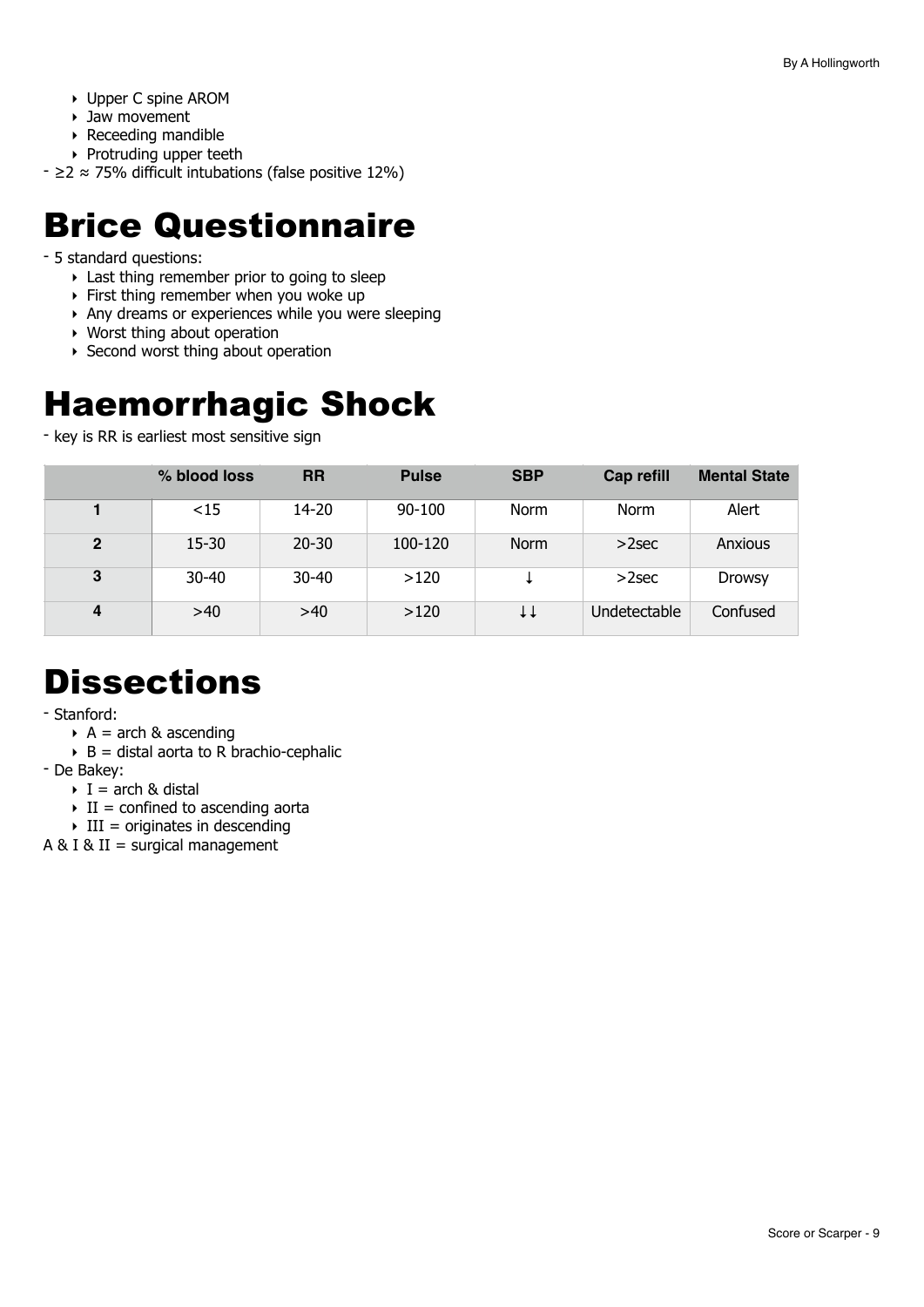- Upper C spine AROM
- Jaw movement
- Receeding mandible
- Protruding upper teeth

- ≥2 ≈ 75% difficult intubations (false positive 12%)

# Brice Questionnaire

- 5 standard questions:
  - Last thing remember prior to going to sleep
  - First thing remember when you woke up
  - Any dreams or experiences while you were sleeping
  - Worst thing about operation
  - Second worst thing about operation

# Haemorrhagic Shock

- key is RR is earliest most sensitive sign

| | % blood loss | RR | Pulse | SBP | Cap refill | Mental State |
|---|---|---|---|---|---|---|
| **1** | <15 | 14-20 | 90-100 | Norm | Norm | Alert |
| **2** | 15-30 | 20-30 | 100-120 | Norm | >2sec | Anxious |
| **3** | 30-40 | 30-40 | >120 | ↓ | >2sec | Drowsy |
| **4** | >40 | >40 | >120 | ↓↓ | Undetectable | Confused |

# Dissections

- Stanford:
  - A = arch & ascending
  - B = distal aorta to R brachio-cephalic
- De Bakey:
  - I = arch & distal
  - II = confined to ascending aorta
  - III = originates in descending

A & I & II = surgical management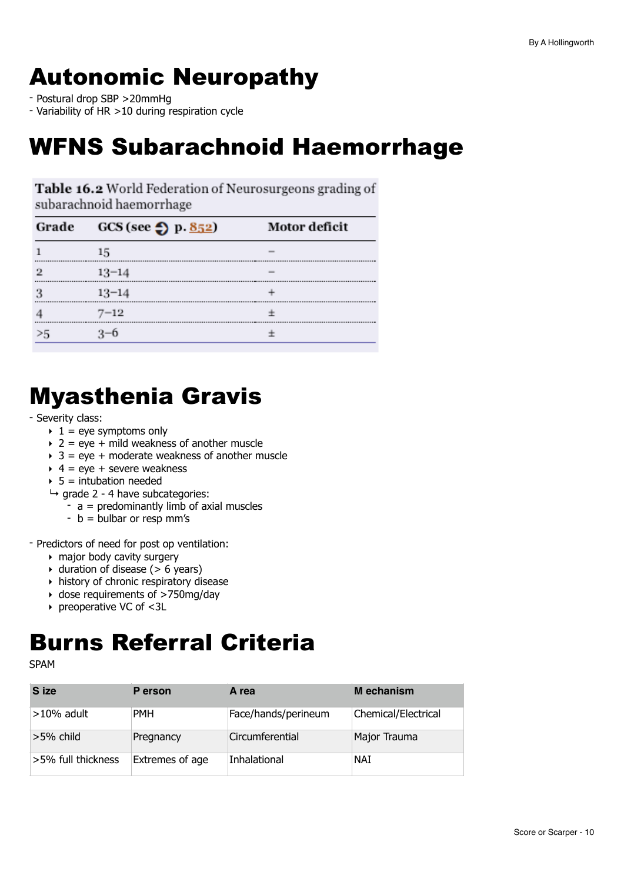# Autonomic Neuropathy

- Postural drop SBP >20mmHg
- Variability of HR >10 during respiration cycle

# WFNS Subarachnoid Haemorrhage

**Table 16.2** World Federation of Neurosurgeons grading of subarachnoid haemorrhage

| Grade | GCS (see p. 852) | Motor deficit |
|---|---|---|
| 1 | 15 | – |
| 2 | 13–14 | – |
| 3 | 13–14 | + |
| 4 | 7–12 | ± |
| >5 | 3–6 | ± |

# Myasthenia Gravis

- Severity class:
  - 1 = eye symptoms only
  - 2 = eye + mild weakness of another muscle
  - 3 = eye + moderate weakness of another muscle
  - 4 = eye + severe weakness
  - 5 = intubation needed
  
  ↳ grade 2 - 4 have subcategories:
    - a = predominantly limb of axial muscles
    - b = bulbar or resp mm's

- Predictors of need for post op ventilation:
  - major body cavity surgery
  - duration of disease (> 6 years)
  - history of chronic respiratory disease
  - dose requirements of >750mg/day
  - preoperative VC of <3L

# Burns Referral Criteria

SPAM

| S ize | P erson | A rea | M echanism |
|---|---|---|---|
| >10% adult | PMH | Face/hands/perineum | Chemical/Electrical |
| >5% child | Pregnancy | Circumferential | Major Trauma |
| >5% full thickness | Extremes of age | Inhalational | NAI |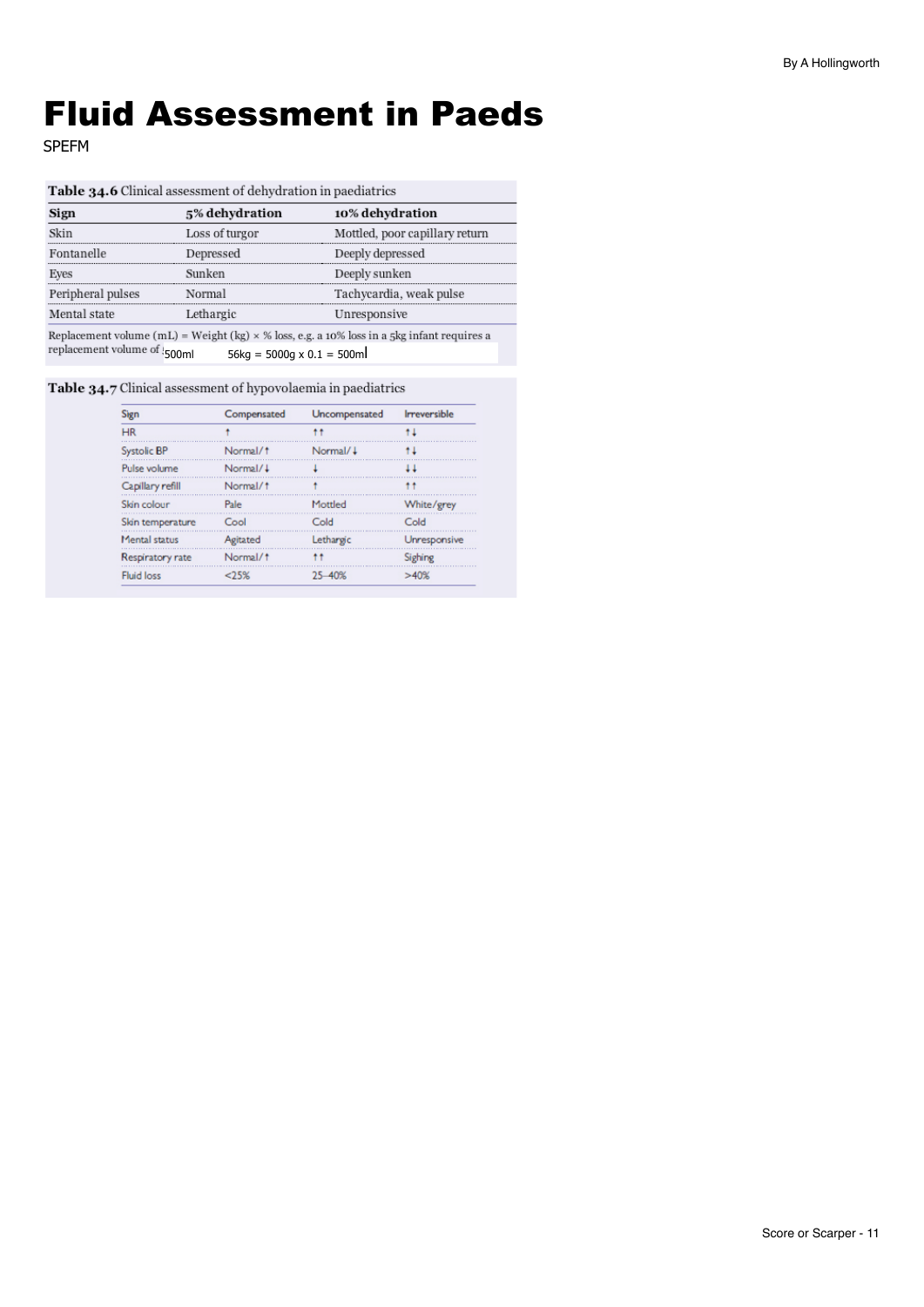# Fluid Assessment in Paeds

SPEFM

**Table 34.6** Clinical assessment of dehydration in paediatrics

| Sign | 5% dehydration | 10% dehydration |
|---|---|---|
| Skin | Loss of turgor | Mottled, poor capillary return |
| Fontanelle | Depressed | Deeply depressed |
| Eyes | Sunken | Deeply sunken |
| Peripheral pulses | Normal | Tachycardia, weak pulse |
| Mental state | Lethargic | Unresponsive |

Replacement volume (mL) = Weight (kg) × % loss, e.g. a 10% loss in a 5kg infant requires a replacement volume of 500ml 56kg = 5000g x 0.1 = 500ml

**Table 34.7** Clinical assessment of hypovolaemia in paediatrics

| Sign | Compensated | Uncompensated | Irreversible |
|---|---|---|---|
| HR | ↑ | ↑↑ | ↑↓ |
| Systolic BP | Normal/↑ | Normal/↓ | ↑↓ |
| Pulse volume | Normal/↓ | ↓ | ↓↓ |
| Capillary refill | Normal/↑ | ↑ | ↑↑ |
| Skin colour | Pale | Mottled | White/grey |
| Skin temperature | Cool | Cold | Cold |
| Mental status | Agitated | Lethargic | Unresponsive |
| Respiratory rate | Normal/↑ | ↑↑ | Sighing |
| Fluid loss | <25% | 25–40% | >40% |